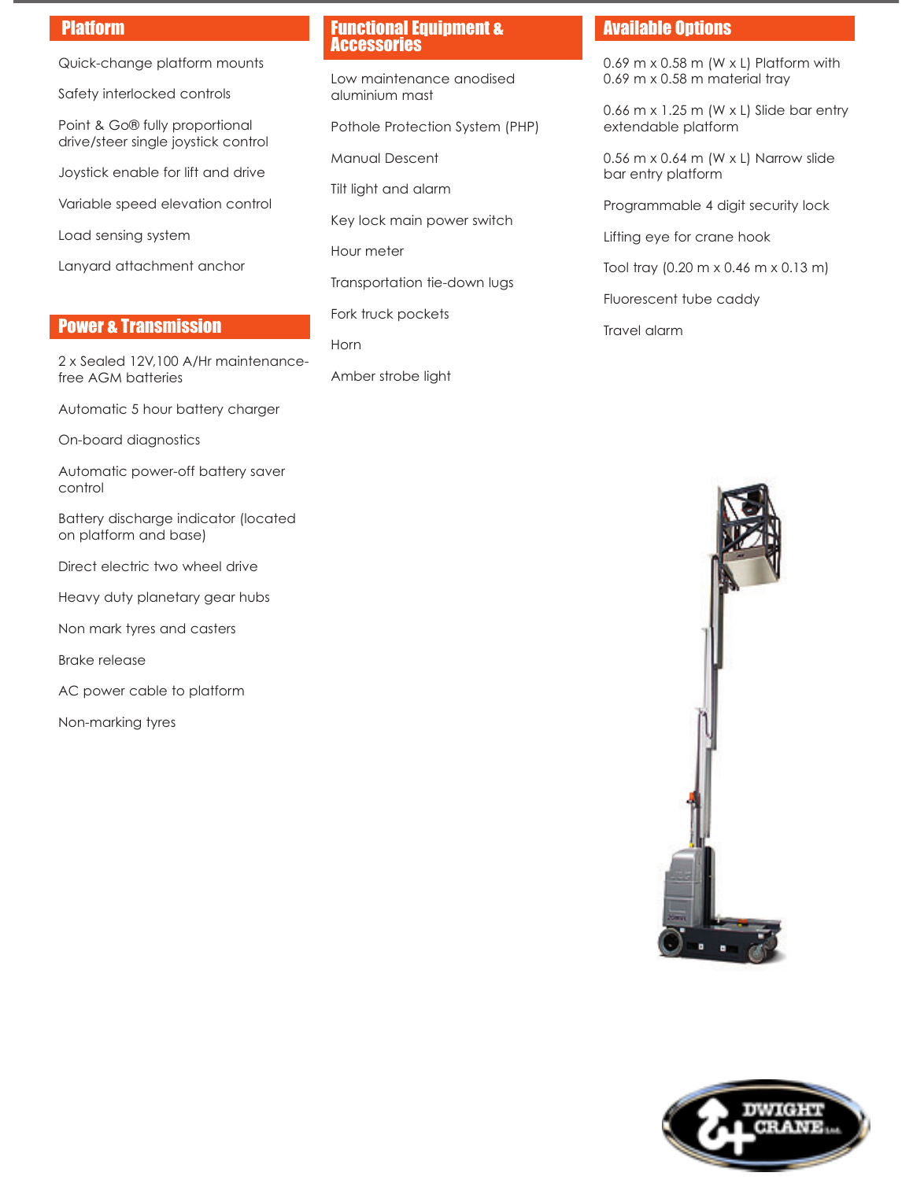## Platform

Quick-change platform mounts

Safety interlocked controls

Point & Go® fully proportional drive/steer single joystick control

Joystick enable for lift and drive

Variable speed elevation control

Load sensing system

Lanyard attachment anchor

## Power & Transmission

2 x Sealed 12V,100 A/Hr maintenance-free AGM batteries

Automatic 5 hour battery charger

On-board diagnostics

Automatic power-off battery saver control

Battery discharge indicator (located on platform and base)

Direct electric two wheel drive

Heavy duty planetary gear hubs

Non mark tyres and casters

Brake release

AC power cable to platform

Non-marking tyres

## Functional Equipment & Accessories

Low maintenance anodised aluminium mast

Pothole Protection System (PHP)

Manual Descent

Tilt light and alarm

Key lock main power switch

Hour meter

Transportation tie-down lugs

Fork truck pockets

Horn

Amber strobe light

## Available Options

0.69 m x 0.58 m (W x L) Platform with 0.69 m x 0.58 m material tray

0.66 m x 1.25 m (W x L) Slide bar entry extendable platform

0.56 m x 0.64 m (W x L) Narrow slide bar entry platform

Programmable 4 digit security lock

Lifting eye for crane hook

Tool tray (0.20 m x 0.46 m x 0.13 m)

Fluorescent tube caddy

Travel alarm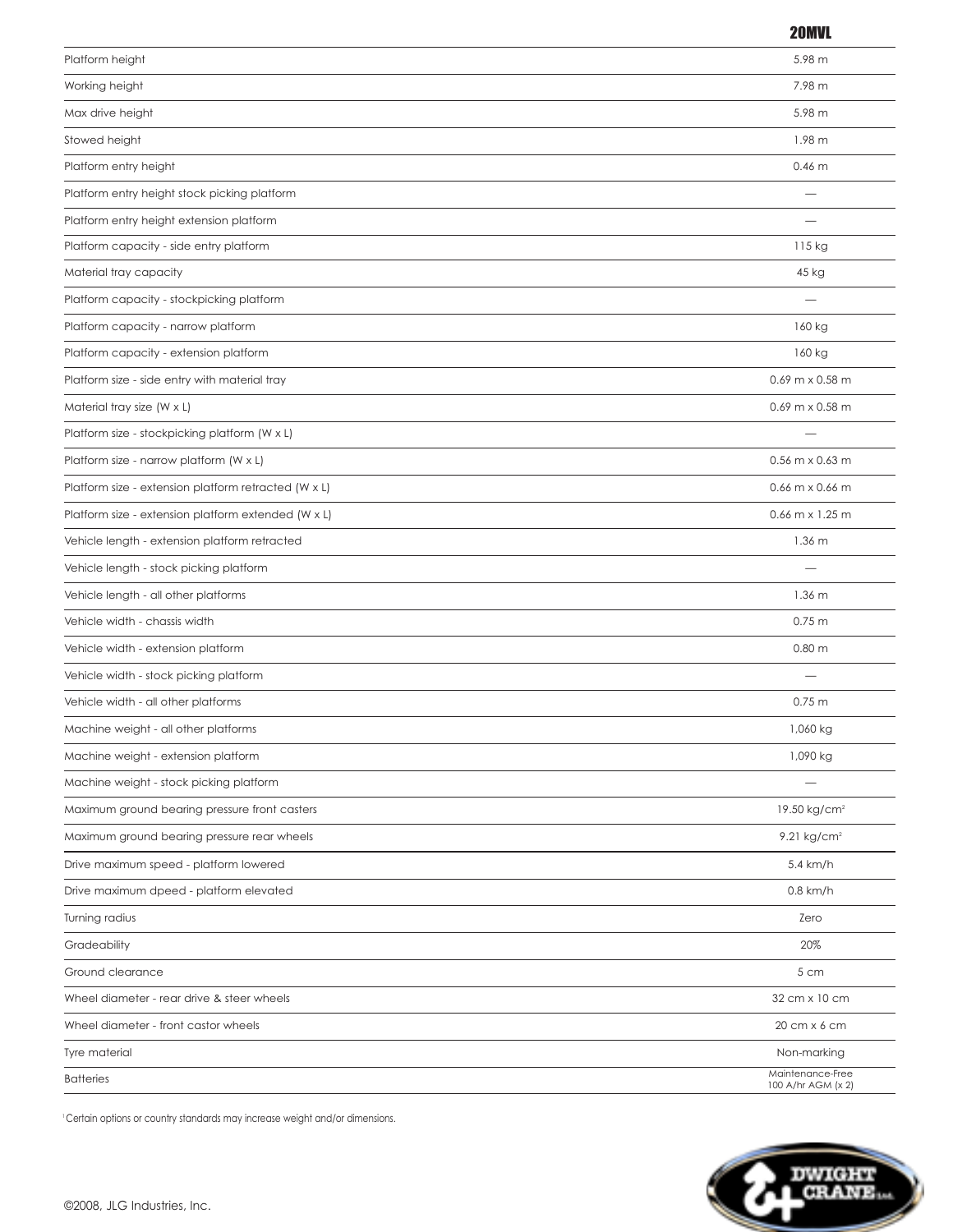| | 20MVL |
|---|---|
| Platform height | 5.98 m |
| Working height | 7.98 m |
| Max drive height | 5.98 m |
| Stowed height | 1.98 m |
| Platform entry height | 0.46 m |
| Platform entry height stock picking platform | — |
| Platform entry height extension platform | — |
| Platform capacity - side entry platform | 115 kg |
| Material tray capacity | 45 kg |
| Platform capacity - stockpicking platform | — |
| Platform capacity - narrow platform | 160 kg |
| Platform capacity - extension platform | 160 kg |
| Platform size - side entry with material tray | 0.69 m x 0.58 m |
| Material tray size (W x L) | 0.69 m x 0.58 m |
| Platform size - stockpicking platform (W x L) | — |
| Platform size - narrow platform (W x L) | 0.56 m x 0.63 m |
| Platform size - extension platform retracted (W x L) | 0.66 m x 0.66 m |
| Platform size - extension platform extended (W x L) | 0.66 m x 1.25 m |
| Vehicle length - extension platform retracted | 1.36 m |
| Vehicle length - stock picking platform | — |
| Vehicle length - all other platforms | 1.36 m |
| Vehicle width - chassis width | 0.75 m |
| Vehicle width - extension platform | 0.80 m |
| Vehicle width - stock picking platform | — |
| Vehicle width - all other platforms | 0.75 m |
| Machine weight - all other platforms | 1,060 kg |
| Machine weight - extension platform | 1,090 kg |
| Machine weight - stock picking platform | — |
| Maximum ground bearing pressure front casters | 19.50 kg/cm$^2$ |
| Maximum ground bearing pressure rear wheels | 9.21 kg/cm$^2$ |
| Drive maximum speed - platform lowered | 5.4 km/h |
| Drive maximum dpeed - platform elevated | 0.8 km/h |
| Turning radius | Zero |
| Gradeability | 20% |
| Ground clearance | 5 cm |
| Wheel diameter - rear drive & steer wheels | 32 cm x 10 cm |
| Wheel diameter - front castor wheels | 20 cm x 6 cm |
| Tyre material | Non-marking |
| Batteries | Maintenance-Free 100 A/hr AGM (x 2) |

[1] Certain options or country standards may increase weight and/or dimensions.

©2008, JLG Industries, Inc.

DWIGHT CRANE Ltd.